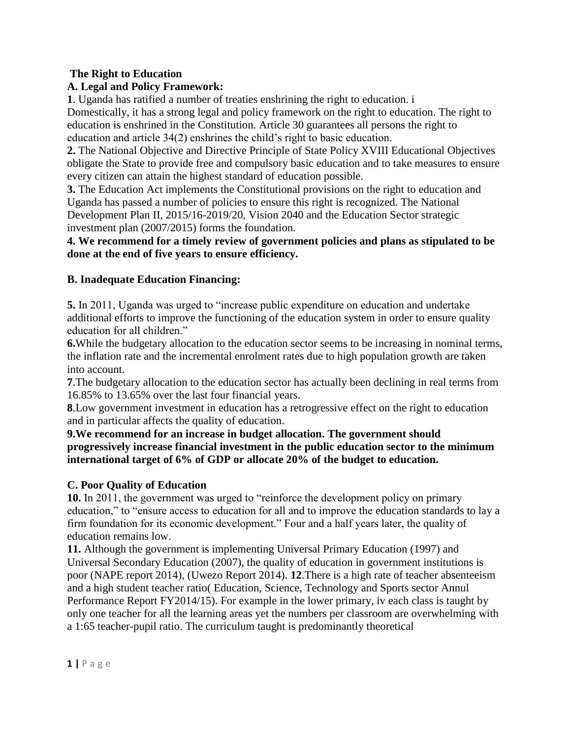## The Right to Education

### A. Legal and Policy Framework:

**1**. Uganda has ratified a number of treaties enshrining the right to education. i
Domestically, it has a strong legal and policy framework on the right to education. The right to education is enshrined in the Constitution. Article 30 guarantees all persons the right to education and article 34(2) enshrines the child's right to basic education.

**2.** The National Objective and Directive Principle of State Policy XVIII Educational Objectives obligate the State to provide free and compulsory basic education and to take measures to ensure every citizen can attain the highest standard of education possible.

**3.** The Education Act implements the Constitutional provisions on the right to education and Uganda has passed a number of policies to ensure this right is recognized. The National Development Plan II, 2015/16-2019/20, Vision 2040 and the Education Sector strategic investment plan (2007/2015) forms the foundation.

**4. We recommend for a timely review of government policies and plans as stipulated to be done at the end of five years to ensure efficiency.**

### B. Inadequate Education Financing:

**5.** In 2011, Uganda was urged to "increase public expenditure on education and undertake additional efforts to improve the functioning of the education system in order to ensure quality education for all children."

**6.**While the budgetary allocation to the education sector seems to be increasing in nominal terms, the inflation rate and the incremental enrolment rates due to high population growth are taken into account.

**7**.The budgetary allocation to the education sector has actually been declining in real terms from 16.85% to 13.65% over the last four financial years.

**8**.Low government investment in education has a retrogressive effect on the right to education and in particular affects the quality of education.

**9.We recommend for an increase in budget allocation. The government should progressively increase financial investment in the public education sector to the minimum international target of 6% of GDP or allocate 20% of the budget to education.**

### C. Poor Quality of Education

**10.** In 2011, the government was urged to "reinforce the development policy on primary education," to "ensure access to education for all and to improve the education standards to lay a firm foundation for its economic development." Four and a half years later, the quality of education remains low.

**11.** Although the government is implementing Universal Primary Education (1997) and Universal Secondary Education (2007), the quality of education in government institutions is poor (NAPE report 2014), (Uwezo Report 2014). **12**.There is a high rate of teacher absenteeism and a high student teacher ratio( Education, Science, Technology and Sports sector Annul Performance Report FY2014/15). For example in the lower primary, iv each class is taught by only one teacher for all the learning areas yet the numbers per classroom are overwhelming with a 1:65 teacher-pupil ratio. The curriculum taught is predominantly theoretical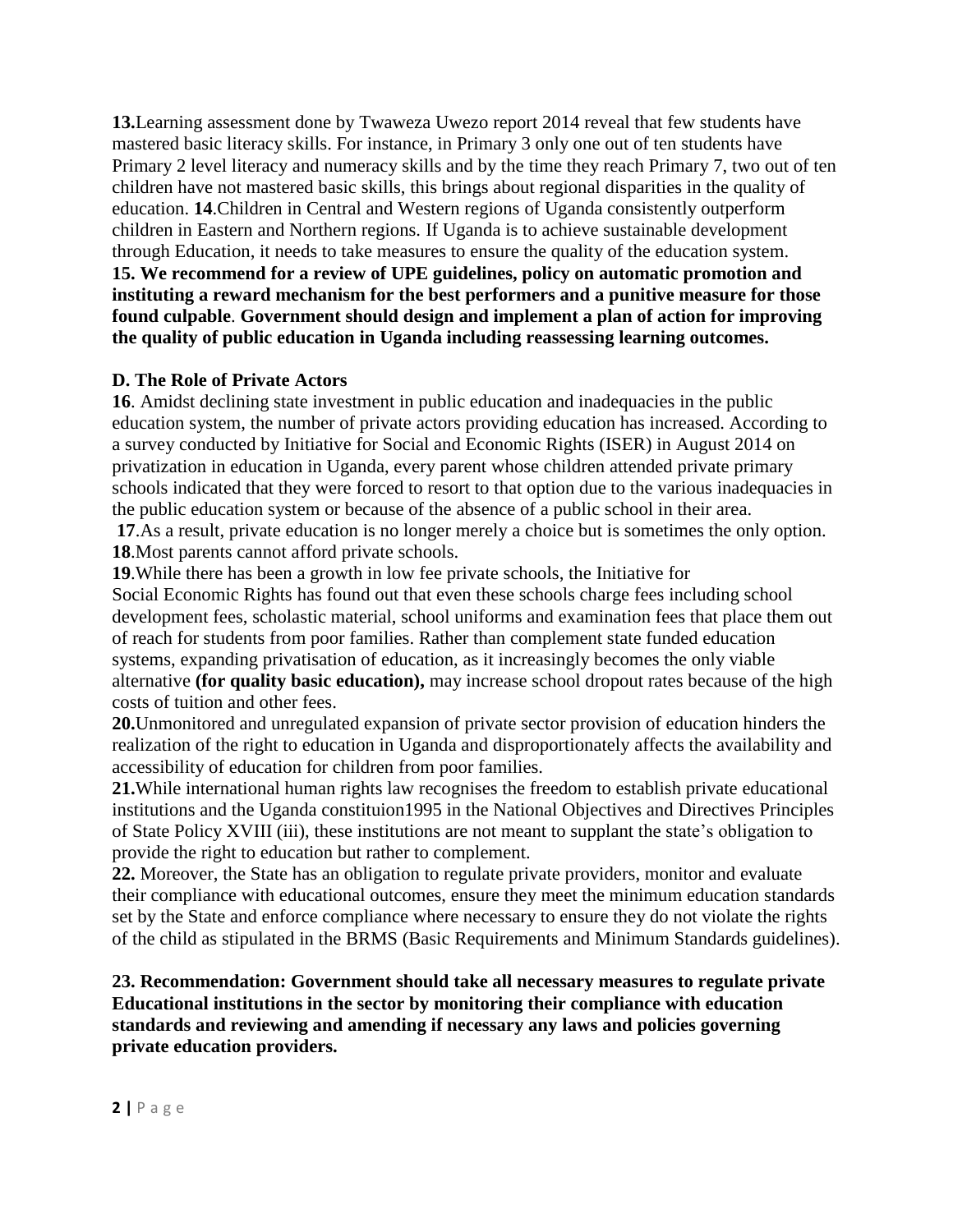**13.**Learning assessment done by Twaweza Uwezo report 2014 reveal that few students have mastered basic literacy skills. For instance, in Primary 3 only one out of ten students have Primary 2 level literacy and numeracy skills and by the time they reach Primary 7, two out of ten children have not mastered basic skills, this brings about regional disparities in the quality of education. **14**.Children in Central and Western regions of Uganda consistently outperform children in Eastern and Northern regions. If Uganda is to achieve sustainable development through Education, it needs to take measures to ensure the quality of the education system.
**15. We recommend for a review of UPE guidelines, policy on automatic promotion and instituting a reward mechanism for the best performers and a punitive measure for those found culpable**. **Government should design and implement a plan of action for improving the quality of public education in Uganda including reassessing learning outcomes.**

### D. The Role of Private Actors

**16**. Amidst declining state investment in public education and inadequacies in the public education system, the number of private actors providing education has increased. According to a survey conducted by Initiative for Social and Economic Rights (ISER) in August 2014 on privatization in education in Uganda, every parent whose children attended private primary schools indicated that they were forced to resort to that option due to the various inadequacies in the public education system or because of the absence of a public school in their area.
**17**.As a result, private education is no longer merely a choice but is sometimes the only option.
**18**.Most parents cannot afford private schools.
**19**.While there has been a growth in low fee private schools, the Initiative for Social Economic Rights has found out that even these schools charge fees including school development fees, scholastic material, school uniforms and examination fees that place them out of reach for students from poor families. Rather than complement state funded education systems, expanding privatisation of education, as it increasingly becomes the only viable alternative **(for quality basic education),** may increase school dropout rates because of the high costs of tuition and other fees.
**20.**Unmonitored and unregulated expansion of private sector provision of education hinders the realization of the right to education in Uganda and disproportionately affects the availability and accessibility of education for children from poor families.
**21.**While international human rights law recognises the freedom to establish private educational institutions and the Uganda constituion1995 in the National Objectives and Directives Principles of State Policy XVIII (iii), these institutions are not meant to supplant the state's obligation to provide the right to education but rather to complement.
**22.** Moreover, the State has an obligation to regulate private providers, monitor and evaluate their compliance with educational outcomes, ensure they meet the minimum education standards set by the State and enforce compliance where necessary to ensure they do not violate the rights of the child as stipulated in the BRMS (Basic Requirements and Minimum Standards guidelines).

**23. Recommendation: Government should take all necessary measures to regulate private Educational institutions in the sector by monitoring their compliance with education standards and reviewing and amending if necessary any laws and policies governing private education providers.**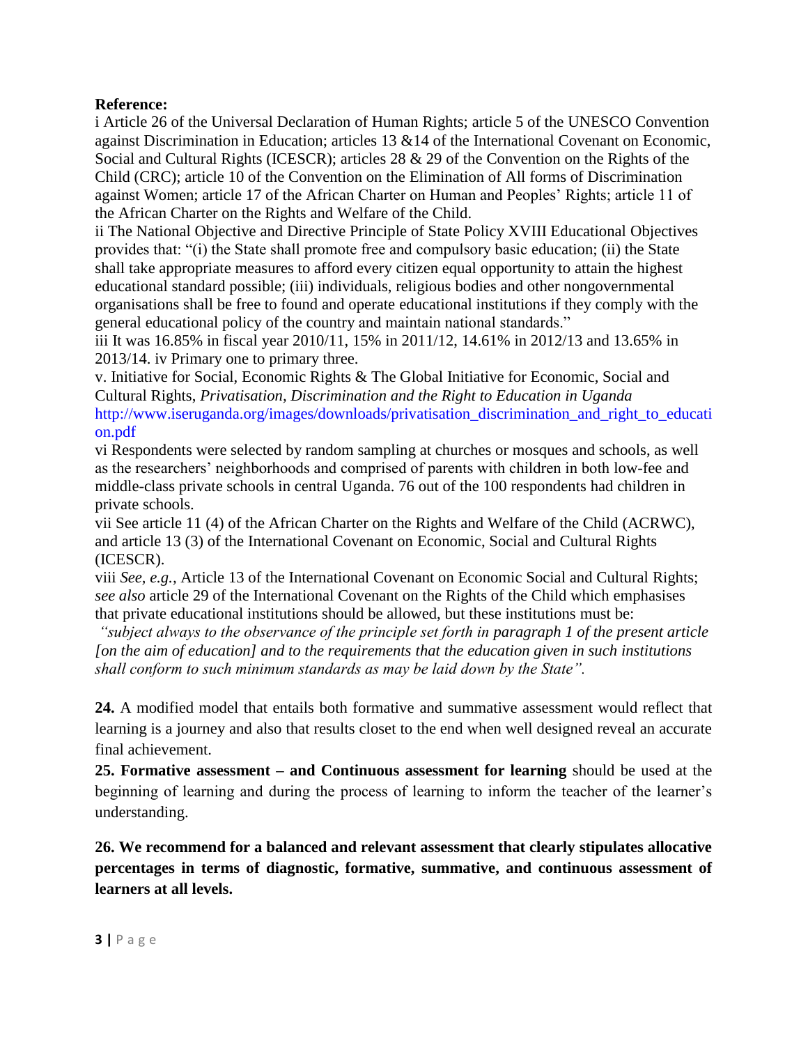**Reference:**

i Article 26 of the Universal Declaration of Human Rights; article 5 of the UNESCO Convention against Discrimination in Education; articles 13 &14 of the International Covenant on Economic, Social and Cultural Rights (ICESCR); articles 28 & 29 of the Convention on the Rights of the Child (CRC); article 10 of the Convention on the Elimination of All forms of Discrimination against Women; article 17 of the African Charter on Human and Peoples' Rights; article 11 of the African Charter on the Rights and Welfare of the Child.

ii The National Objective and Directive Principle of State Policy XVIII Educational Objectives provides that: "(i) the State shall promote free and compulsory basic education; (ii) the State shall take appropriate measures to afford every citizen equal opportunity to attain the highest educational standard possible; (iii) individuals, religious bodies and other nongovernmental organisations shall be free to found and operate educational institutions if they comply with the general educational policy of the country and maintain national standards."

iii It was 16.85% in fiscal year 2010/11, 15% in 2011/12, 14.61% in 2012/13 and 13.65% in 2013/14. iv Primary one to primary three.

v. Initiative for Social, Economic Rights & The Global Initiative for Economic, Social and Cultural Rights, *Privatisation, Discrimination and the Right to Education in Uganda* http://www.iseruganda.org/images/downloads/privatisation_discrimination_and_right_to_education.pdf

vi Respondents were selected by random sampling at churches or mosques and schools, as well as the researchers' neighborhoods and comprised of parents with children in both low-fee and middle-class private schools in central Uganda. 76 out of the 100 respondents had children in private schools.

vii See article 11 (4) of the African Charter on the Rights and Welfare of the Child (ACRWC), and article 13 (3) of the International Covenant on Economic, Social and Cultural Rights (ICESCR).

viii *See, e.g.*, Article 13 of the International Covenant on Economic Social and Cultural Rights; *see also* article 29 of the International Covenant on the Rights of the Child which emphasises that private educational institutions should be allowed, but these institutions must be:

*"subject always to the observance of the principle set forth in paragraph 1 of the present article [on the aim of education] and to the requirements that the education given in such institutions shall conform to such minimum standards as may be laid down by the State".*

**24.** A modified model that entails both formative and summative assessment would reflect that learning is a journey and also that results closet to the end when well designed reveal an accurate final achievement.

**25. Formative assessment – and Continuous assessment for learning** should be used at the beginning of learning and during the process of learning to inform the teacher of the learner's understanding.

**26. We recommend for a balanced and relevant assessment that clearly stipulates allocative percentages in terms of diagnostic, formative, summative, and continuous assessment of learners at all levels.**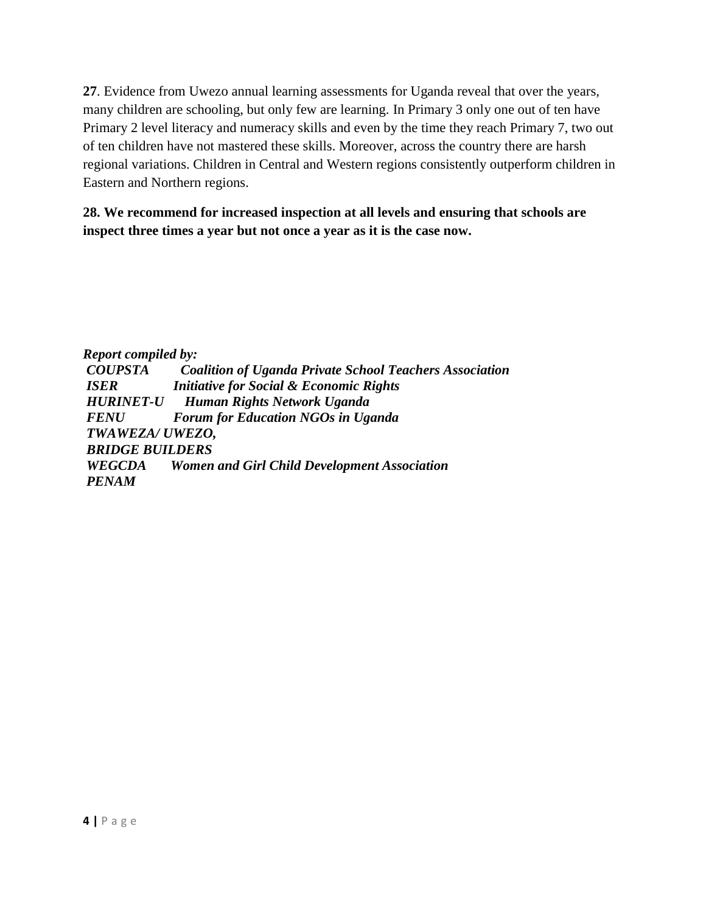**27**. Evidence from Uwezo annual learning assessments for Uganda reveal that over the years, many children are schooling, but only few are learning. In Primary 3 only one out of ten have Primary 2 level literacy and numeracy skills and even by the time they reach Primary 7, two out of ten children have not mastered these skills. Moreover, across the country there are harsh regional variations. Children in Central and Western regions consistently outperform children in Eastern and Northern regions.

**28. We recommend for increased inspection at all levels and ensuring that schools are inspect three times a year but not once a year as it is the case now.**

***Report compiled by:***
***COUPSTA Coalition of Uganda Private School Teachers Association***
***ISER Initiative for Social & Economic Rights***
***HURINET-U Human Rights Network Uganda***
***FENU Forum for Education NGOs in Uganda***
***TWAWEZA/ UWEZO,***
***BRIDGE BUILDERS***
***WEGCDA Women and Girl Child Development Association***
***PENAM***